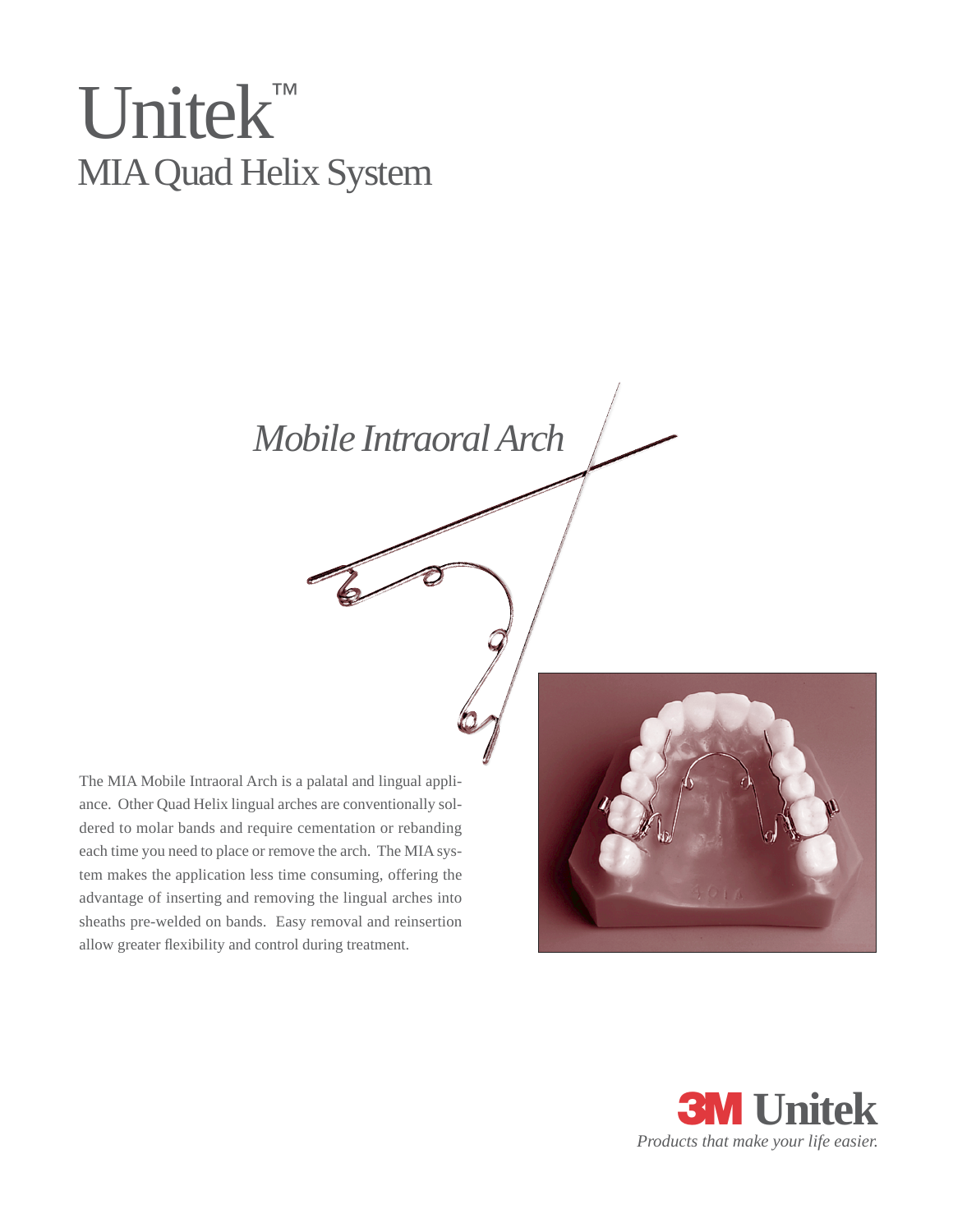# Unitek™

## MIA Quad Helix System

*Mobile Intraoral Arch*

The MIA Mobile Intraoral Arch is a palatal and lingual appliance. Other Quad Helix lingual arches are conventionally soldered to molar bands and require cementation or rebanding each time you need to place or remove the arch. The MIA system makes the application less time consuming, offering the advantage of inserting and removing the lingual arches into sheaths pre-welded on bands. Easy removal and reinsertion allow greater flexibility and control during treatment.

**3M Unitek**

*Products that make your life easier.*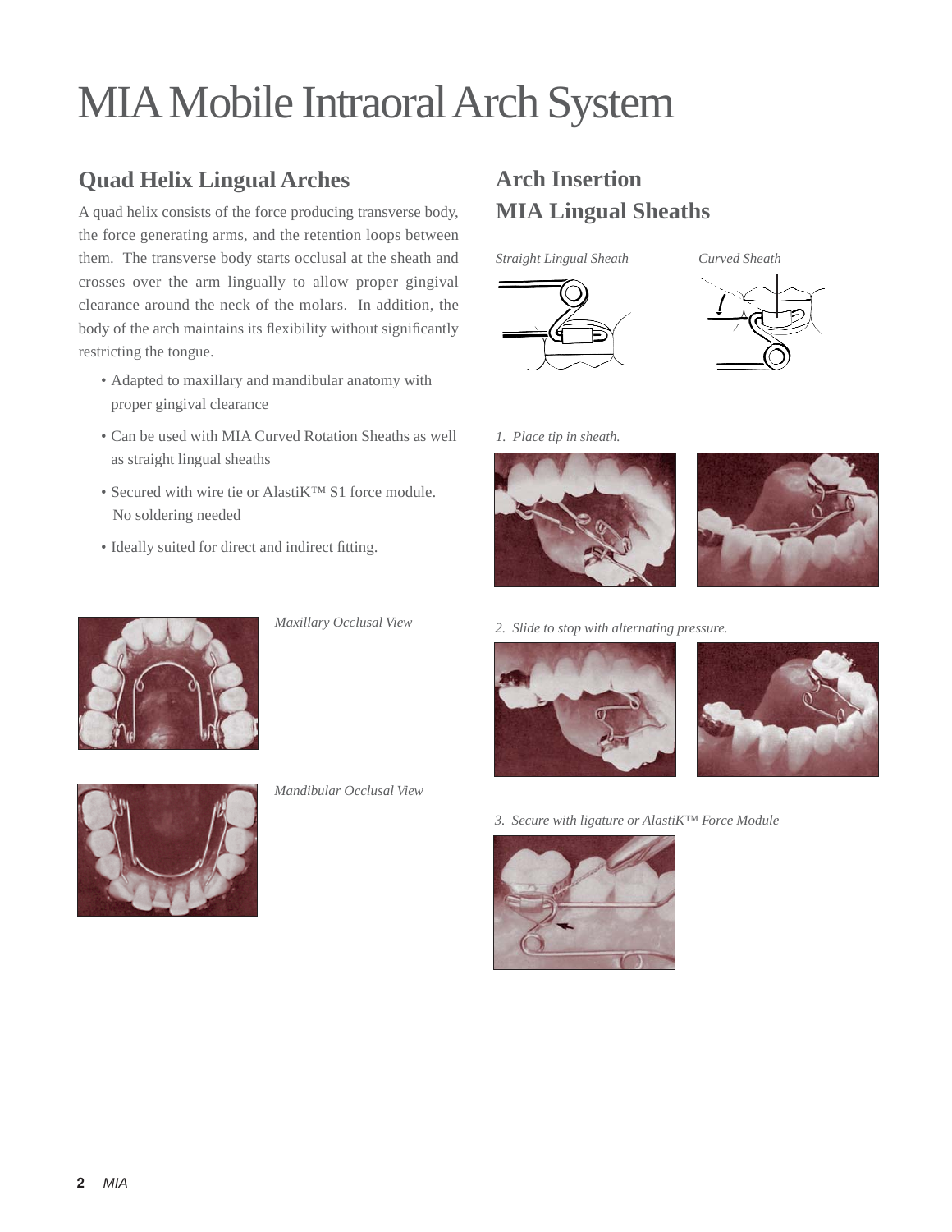# MIA Mobile Intraoral Arch System

## Quad Helix Lingual Arches

A quad helix consists of the force producing transverse body, the force generating arms, and the retention loops between them. The transverse body starts occlusal at the sheath and crosses over the arm lingually to allow proper gingival clearance around the neck of the molars. In addition, the body of the arch maintains its flexibility without significantly restricting the tongue.

- Adapted to maxillary and mandibular anatomy with proper gingival clearance
- Can be used with MIA Curved Rotation Sheaths as well as straight lingual sheaths
- Secured with wire tie or AlastiK™ S1 force module. No soldering needed
- Ideally suited for direct and indirect fitting.

*Maxillary Occlusal View*

*Mandibular Occlusal View*

## Arch Insertion MIA Lingual Sheaths

*Straight Lingual Sheath*

*Curved Sheath*

*1. Place tip in sheath.*

*2. Slide to stop with alternating pressure.*

*3. Secure with ligature or AlastiK™ Force Module*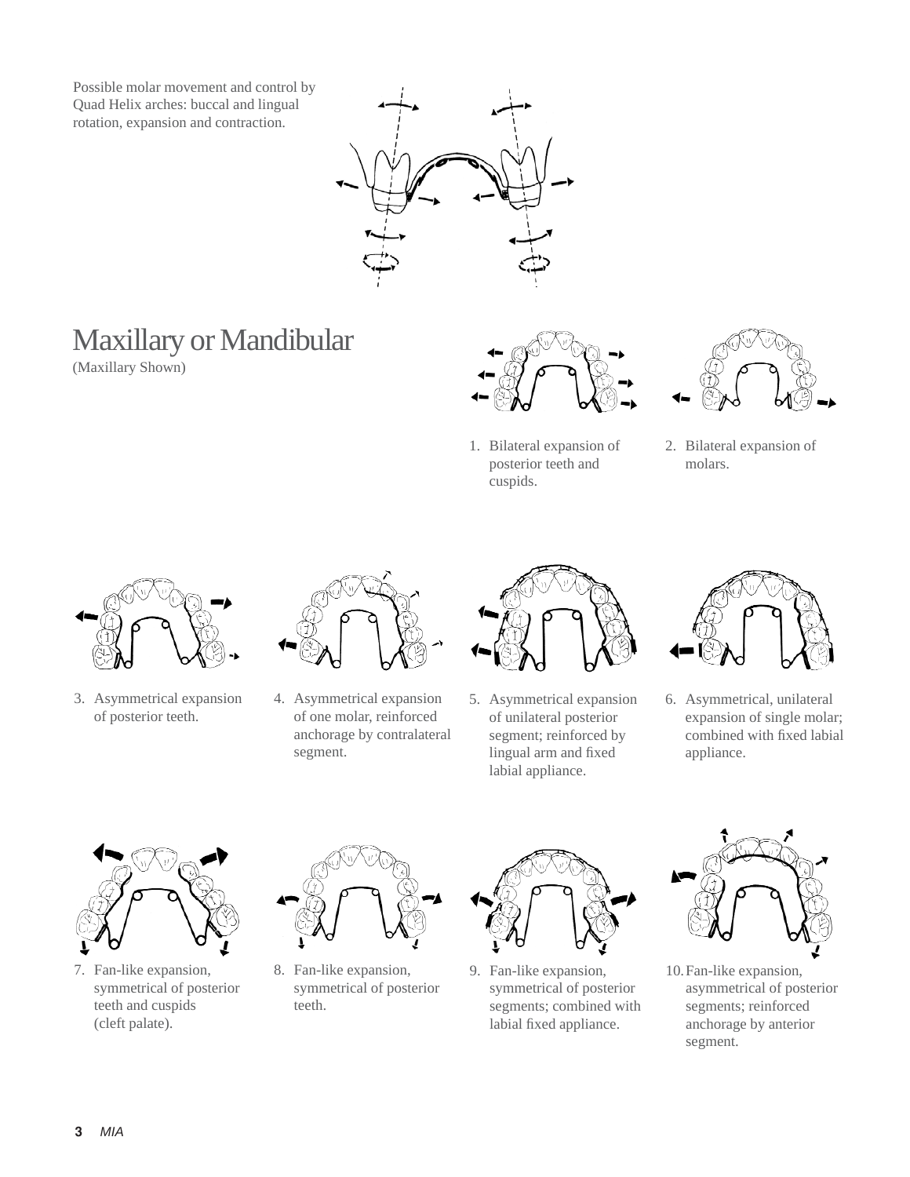Possible molar movement and control by Quad Helix arches: buccal and lingual rotation, expansion and contraction.

# Maxillary or Mandibular

(Maxillary Shown)

1. Bilateral expansion of posterior teeth and cuspids.
2. Bilateral expansion of molars.
3. Asymmetrical expansion of posterior teeth.
4. Asymmetrical expansion of one molar, reinforced anchorage by contralateral segment.
5. Asymmetrical expansion of unilateral posterior segment; reinforced by lingual arm and fixed labial appliance.
6. Asymmetrical, unilateral expansion of single molar; combined with fixed labial appliance.
7. Fan-like expansion, symmetrical of posterior teeth and cuspids (cleft palate).
8. Fan-like expansion, symmetrical of posterior teeth.
9. Fan-like expansion, symmetrical of posterior segments; combined with labial fixed appliance.
10. Fan-like expansion, asymmetrical of posterior segments; reinforced anchorage by anterior segment.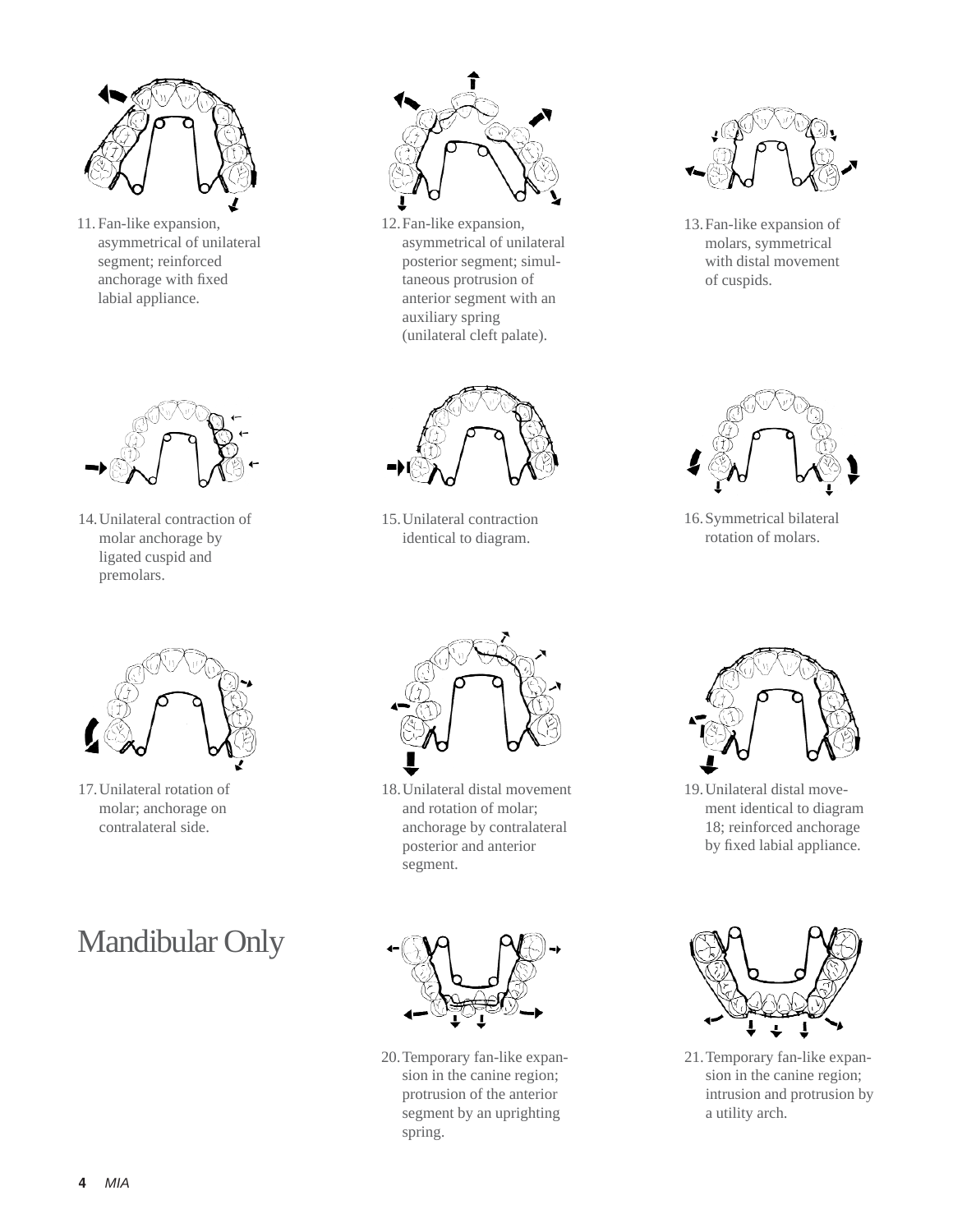11. Fan-like expansion, asymmetrical of unilateral segment; reinforced anchorage with fixed labial appliance.

12. Fan-like expansion, asymmetrical of unilateral posterior segment; simultaneous protrusion of anterior segment with an auxiliary spring (unilateral cleft palate).

13. Fan-like expansion of molars, symmetrical with distal movement of cuspids.

14. Unilateral contraction of molar anchorage by ligated cuspid and premolars.

15. Unilateral contraction identical to diagram.

16. Symmetrical bilateral rotation of molars.

17. Unilateral rotation of molar; anchorage on contralateral side.

18. Unilateral distal movement and rotation of molar; anchorage by contralateral posterior and anterior segment.

19. Unilateral distal movement identical to diagram 18; reinforced anchorage by fixed labial appliance.

# Mandibular Only

20. Temporary fan-like expansion in the canine region; protrusion of the anterior segment by an uprighting spring.

21. Temporary fan-like expansion in the canine region; intrusion and protrusion by a utility arch.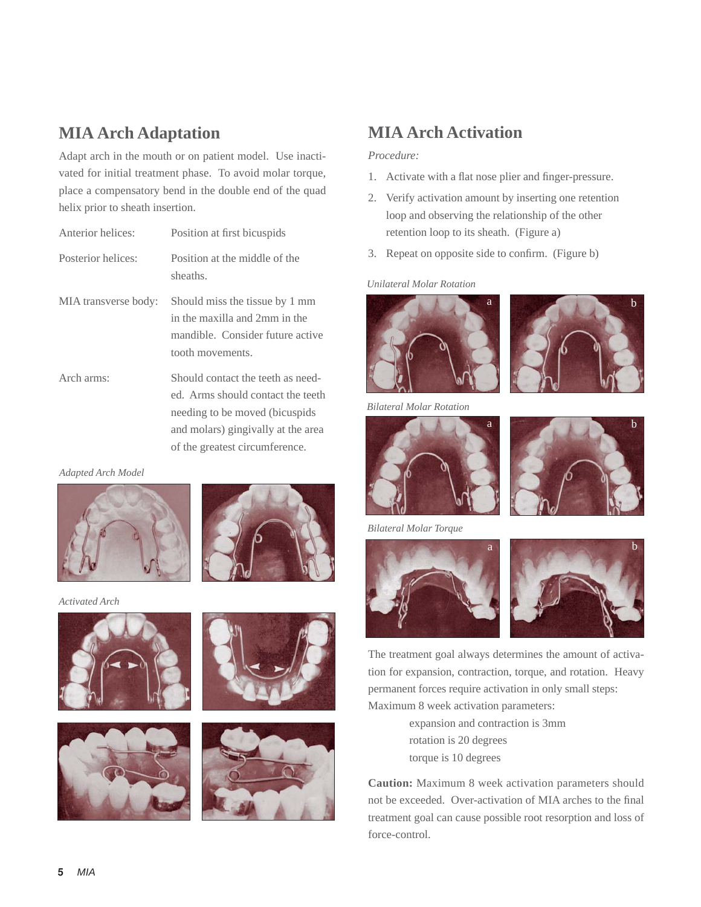## MIA Arch Adaptation

Adapt arch in the mouth or on patient model. Use inactivated for initial treatment phase. To avoid molar torque, place a compensatory bend in the double end of the quad helix prior to sheath insertion.

| | |
|---|---|
| Anterior helices: | Position at first bicuspids |
| Posterior helices: | Position at the middle of the sheaths. |
| MIA transverse body: | Should miss the tissue by 1 mm in the maxilla and 2mm in the mandible. Consider future active tooth movements. |
| Arch arms: | Should contact the teeth as needed. Arms should contact the teeth needing to be moved (bicuspids and molars) gingivally at the area of the greatest circumference. |

*Adapted Arch Model*

*Activated Arch*

## MIA Arch Activation

*Procedure:*

1. Activate with a flat nose plier and finger-pressure.
2. Verify activation amount by inserting one retention loop and observing the relationship of the other retention loop to its sheath. (Figure a)
3. Repeat on opposite side to confirm. (Figure b)

*Unilateral Molar Rotation*

a b

*Bilateral Molar Rotation*

a b

*Bilateral Molar Torque*

a b

The treatment goal always determines the amount of activation for expansion, contraction, torque, and rotation. Heavy permanent forces require activation in only small steps: Maximum 8 week activation parameters:

expansion and contraction is 3mm
rotation is 20 degrees
torque is 10 degrees

**Caution:** Maximum 8 week activation parameters should not be exceeded. Over-activation of MIA arches to the final treatment goal can cause possible root resorption and loss of force-control.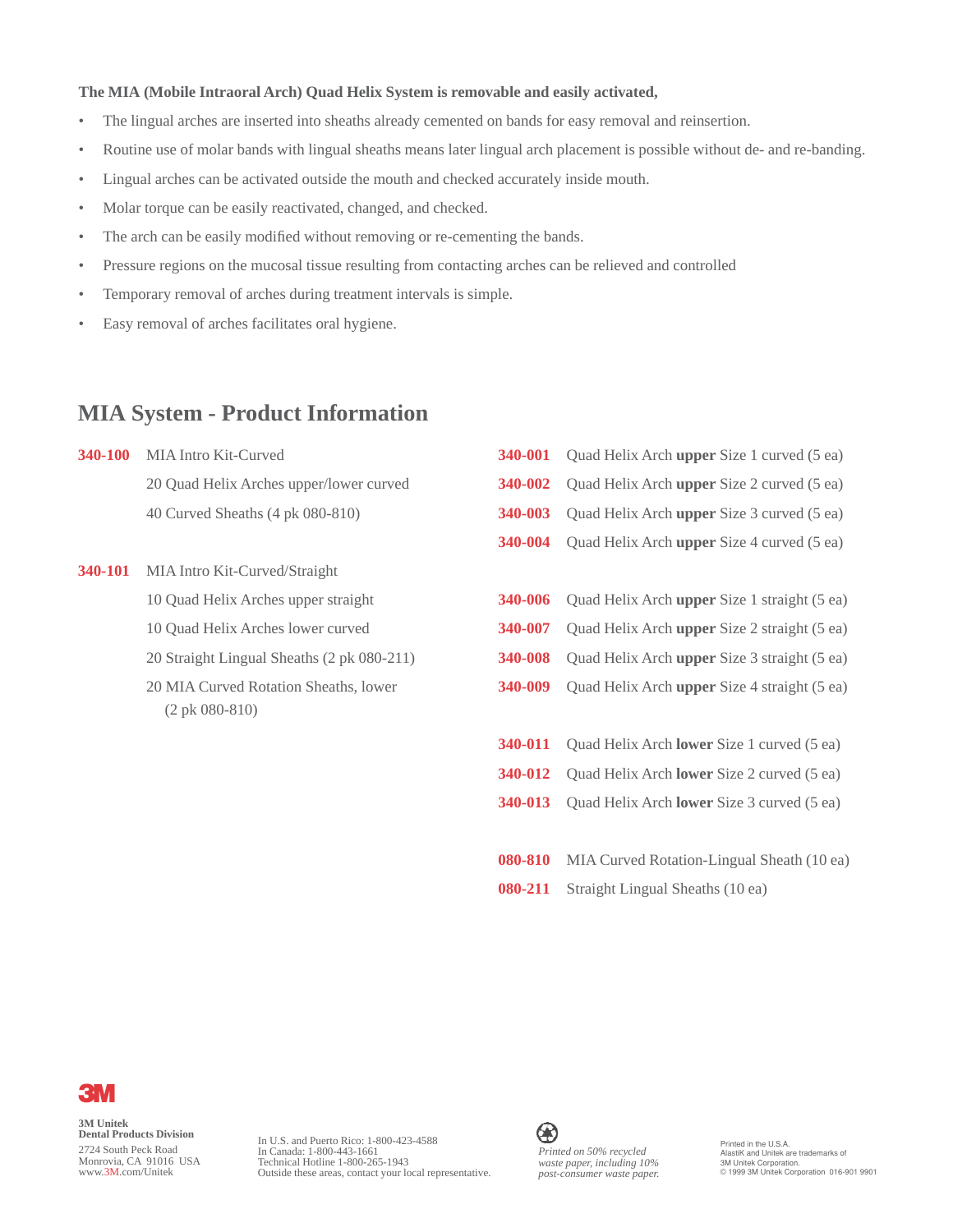**The MIA (Mobile Intraoral Arch) Quad Helix System is removable and easily activated,**

- The lingual arches are inserted into sheaths already cemented on bands for easy removal and reinsertion.
- Routine use of molar bands with lingual sheaths means later lingual arch placement is possible without de- and re-banding.
- Lingual arches can be activated outside the mouth and checked accurately inside mouth.
- Molar torque can be easily reactivated, changed, and checked.
- The arch can be easily modified without removing or re-cementing the bands.
- Pressure regions on the mucosal tissue resulting from contacting arches can be relieved and controlled
- Temporary removal of arches during treatment intervals is simple.
- Easy removal of arches facilitates oral hygiene.

## MIA System - Product Information

**340-100** MIA Intro Kit-Curved
20 Quad Helix Arches upper/lower curved
40 Curved Sheaths (4 pk 080-810)

**340-101** MIA Intro Kit-Curved/Straight
10 Quad Helix Arches upper straight
10 Quad Helix Arches lower curved
20 Straight Lingual Sheaths (2 pk 080-211)
20 MIA Curved Rotation Sheaths, lower (2 pk 080-810)

**340-001** Quad Helix Arch **upper** Size 1 curved (5 ea)
**340-002** Quad Helix Arch **upper** Size 2 curved (5 ea)
**340-003** Quad Helix Arch **upper** Size 3 curved (5 ea)
**340-004** Quad Helix Arch **upper** Size 4 curved (5 ea)

**340-006** Quad Helix Arch **upper** Size 1 straight (5 ea)
**340-007** Quad Helix Arch **upper** Size 2 straight (5 ea)
**340-008** Quad Helix Arch **upper** Size 3 straight (5 ea)
**340-009** Quad Helix Arch **upper** Size 4 straight (5 ea)

**340-011** Quad Helix Arch **lower** Size 1 curved (5 ea)
**340-012** Quad Helix Arch **lower** Size 2 curved (5 ea)
**340-013** Quad Helix Arch **lower** Size 3 curved (5 ea)

**080-810** MIA Curved Rotation-Lingual Sheath (10 ea)
**080-211** Straight Lingual Sheaths (10 ea)

3M

**3M Unitek**
**Dental Products Division**
2724 South Peck Road
Monrovia, CA 91016 USA
www.3M.com/Unitek

In U.S. and Puerto Rico: 1-800-423-4588
In Canada: 1-800-443-1661
Technical Hotline 1-800-265-1943
Outside these areas, contact your local representative.

*Printed on 50% recycled waste paper, including 10% post-consumer waste paper.*

Printed in the U.S.A.
AlastiK and Unitek are trademarks of 3M Unitek Corporation.
© 1999 3M Unitek Corporation 016-901 9901